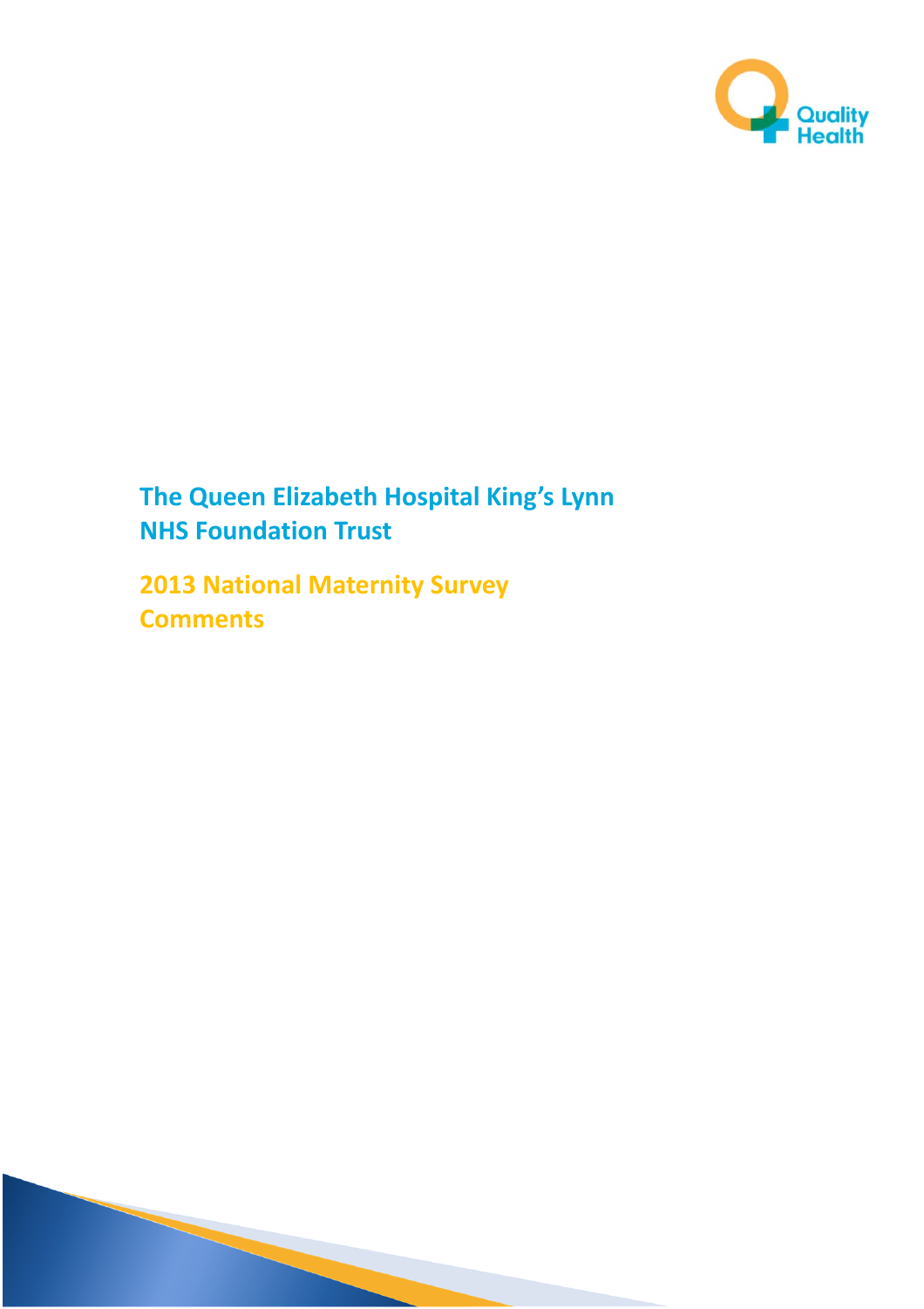Quality Health

# The Queen Elizabeth Hospital King's Lynn NHS Foundation Trust

## 2013 National Maternity Survey Comments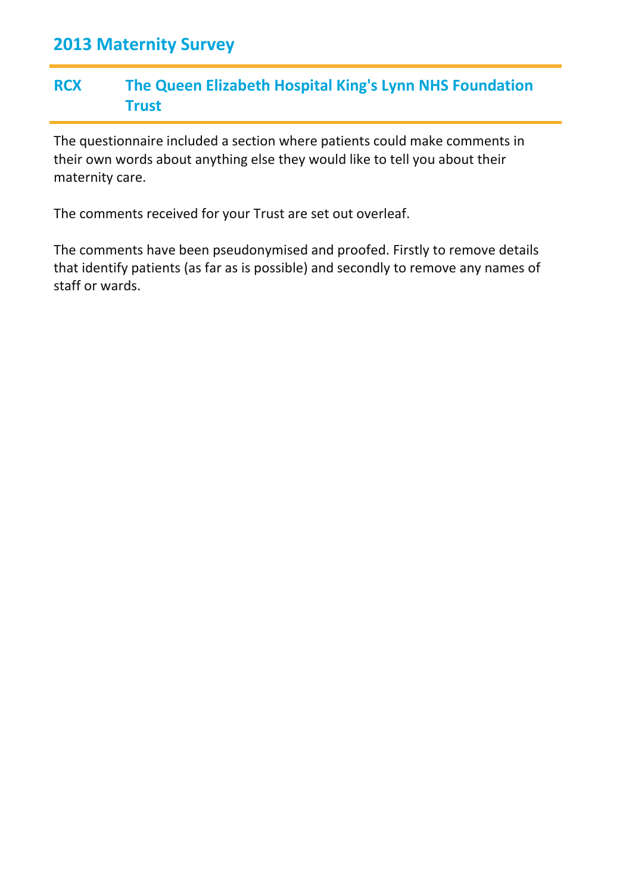# 2013 Maternity Survey

## RCX The Queen Elizabeth Hospital King's Lynn NHS Foundation Trust

The questionnaire included a section where patients could make comments in their own words about anything else they would like to tell you about their maternity care.

The comments received for your Trust are set out overleaf.

The comments have been pseudonymised and proofed. Firstly to remove details that identify patients (as far as is possible) and secondly to remove any names of staff or wards.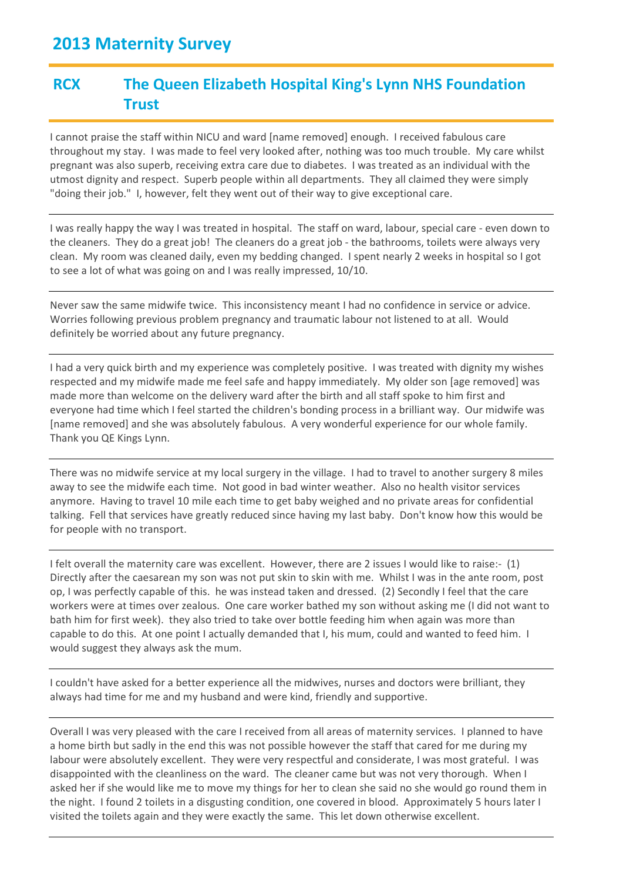## 2013 Maternity Survey

### RCX The Queen Elizabeth Hospital King's Lynn NHS Foundation Trust

I cannot praise the staff within NICU and ward [name removed] enough. I received fabulous care throughout my stay. I was made to feel very looked after, nothing was too much trouble. My care whilst pregnant was also superb, receiving extra care due to diabetes. I was treated as an individual with the utmost dignity and respect. Superb people within all departments. They all claimed they were simply "doing their job." I, however, felt they went out of their way to give exceptional care.

---

I was really happy the way I was treated in hospital. The staff on ward, labour, special care - even down to the cleaners. They do a great job! The cleaners do a great job - the bathrooms, toilets were always very clean. My room was cleaned daily, even my bedding changed. I spent nearly 2 weeks in hospital so I got to see a lot of what was going on and I was really impressed, 10/10.

---

Never saw the same midwife twice. This inconsistency meant I had no confidence in service or advice. Worries following previous problem pregnancy and traumatic labour not listened to at all. Would definitely be worried about any future pregnancy.

---

I had a very quick birth and my experience was completely positive. I was treated with dignity my wishes respected and my midwife made me feel safe and happy immediately. My older son [age removed] was made more than welcome on the delivery ward after the birth and all staff spoke to him first and everyone had time which I feel started the children's bonding process in a brilliant way. Our midwife was [name removed] and she was absolutely fabulous. A very wonderful experience for our whole family. Thank you QE Kings Lynn.

---

There was no midwife service at my local surgery in the village. I had to travel to another surgery 8 miles away to see the midwife each time. Not good in bad winter weather. Also no health visitor services anymore. Having to travel 10 mile each time to get baby weighed and no private areas for confidential talking. Fell that services have greatly reduced since having my last baby. Don't know how this would be for people with no transport.

---

I felt overall the maternity care was excellent. However, there are 2 issues I would like to raise:- (1) Directly after the caesarean my son was not put skin to skin with me. Whilst I was in the ante room, post op, I was perfectly capable of this. he was instead taken and dressed. (2) Secondly I feel that the care workers were at times over zealous. One care worker bathed my son without asking me (I did not want to bath him for first week). they also tried to take over bottle feeding him when again was more than capable to do this. At one point I actually demanded that I, his mum, could and wanted to feed him. I would suggest they always ask the mum.

---

I couldn't have asked for a better experience all the midwives, nurses and doctors were brilliant, they always had time for me and my husband and were kind, friendly and supportive.

---

Overall I was very pleased with the care I received from all areas of maternity services. I planned to have a home birth but sadly in the end this was not possible however the staff that cared for me during my labour were absolutely excellent. They were very respectful and considerate, I was most grateful. I was disappointed with the cleanliness on the ward. The cleaner came but was not very thorough. When I asked her if she would like me to move my things for her to clean she said no she would go round them in the night. I found 2 toilets in a disgusting condition, one covered in blood. Approximately 5 hours later I visited the toilets again and they were exactly the same. This let down otherwise excellent.

---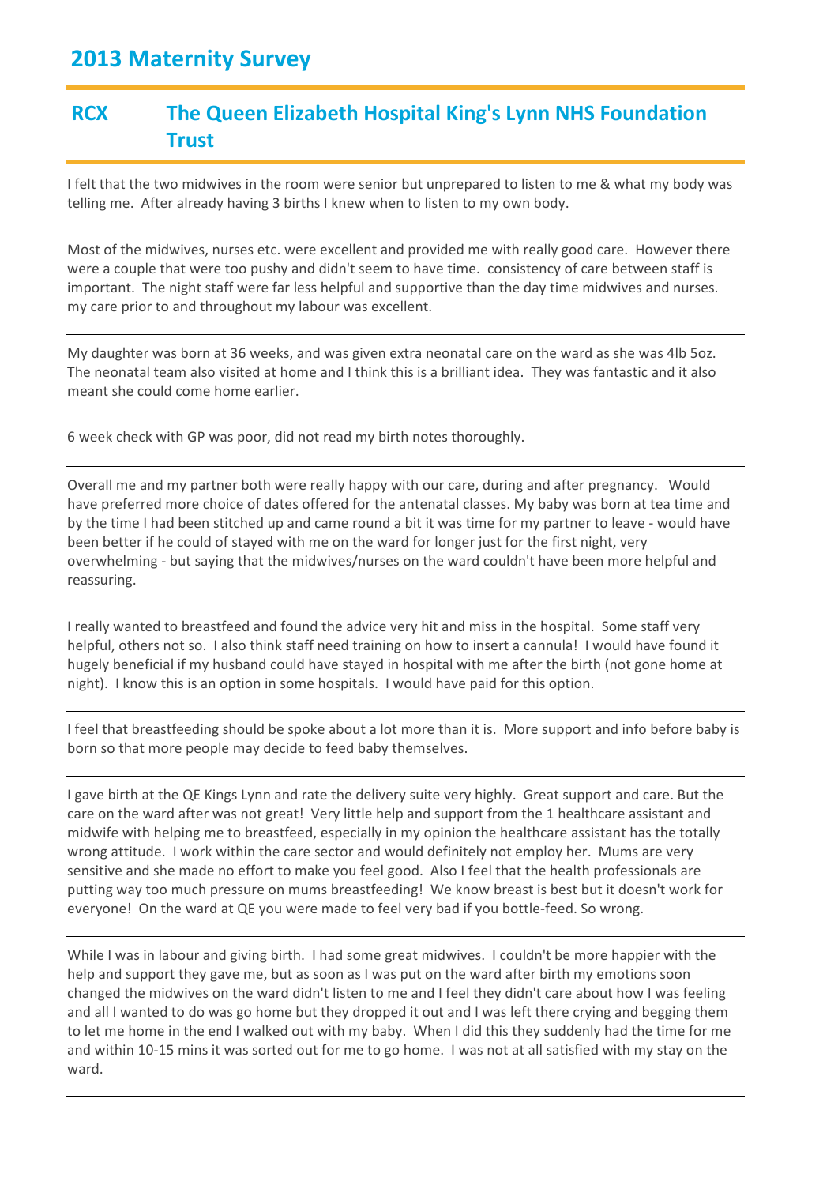## 2013 Maternity Survey

### RCX The Queen Elizabeth Hospital King's Lynn NHS Foundation Trust

---

I felt that the two midwives in the room were senior but unprepared to listen to me & what my body was telling me. After already having 3 births I knew when to listen to my own body.

---

Most of the midwives, nurses etc. were excellent and provided me with really good care. However there were a couple that were too pushy and didn't seem to have time. consistency of care between staff is important. The night staff were far less helpful and supportive than the day time midwives and nurses. my care prior to and throughout my labour was excellent.

---

My daughter was born at 36 weeks, and was given extra neonatal care on the ward as she was 4lb 5oz. The neonatal team also visited at home and I think this is a brilliant idea. They was fantastic and it also meant she could come home earlier.

---

6 week check with GP was poor, did not read my birth notes thoroughly.

---

Overall me and my partner both were really happy with our care, during and after pregnancy. Would have preferred more choice of dates offered for the antenatal classes. My baby was born at tea time and by the time I had been stitched up and came round a bit it was time for my partner to leave - would have been better if he could of stayed with me on the ward for longer just for the first night, very overwhelming - but saying that the midwives/nurses on the ward couldn't have been more helpful and reassuring.

---

I really wanted to breastfeed and found the advice very hit and miss in the hospital. Some staff very helpful, others not so. I also think staff need training on how to insert a cannula! I would have found it hugely beneficial if my husband could have stayed in hospital with me after the birth (not gone home at night). I know this is an option in some hospitals. I would have paid for this option.

---

I feel that breastfeeding should be spoke about a lot more than it is. More support and info before baby is born so that more people may decide to feed baby themselves.

---

I gave birth at the QE Kings Lynn and rate the delivery suite very highly. Great support and care. But the care on the ward after was not great! Very little help and support from the 1 healthcare assistant and midwife with helping me to breastfeed, especially in my opinion the healthcare assistant has the totally wrong attitude. I work within the care sector and would definitely not employ her. Mums are very sensitive and she made no effort to make you feel good. Also I feel that the health professionals are putting way too much pressure on mums breastfeeding! We know breast is best but it doesn't work for everyone! On the ward at QE you were made to feel very bad if you bottle-feed. So wrong.

---

While I was in labour and giving birth. I had some great midwives. I couldn't be more happier with the help and support they gave me, but as soon as I was put on the ward after birth my emotions soon changed the midwives on the ward didn't listen to me and I feel they didn't care about how I was feeling and all I wanted to do was go home but they dropped it out and I was left there crying and begging them to let me home in the end I walked out with my baby. When I did this they suddenly had the time for me and within 10-15 mins it was sorted out for me to go home. I was not at all satisfied with my stay on the ward.

---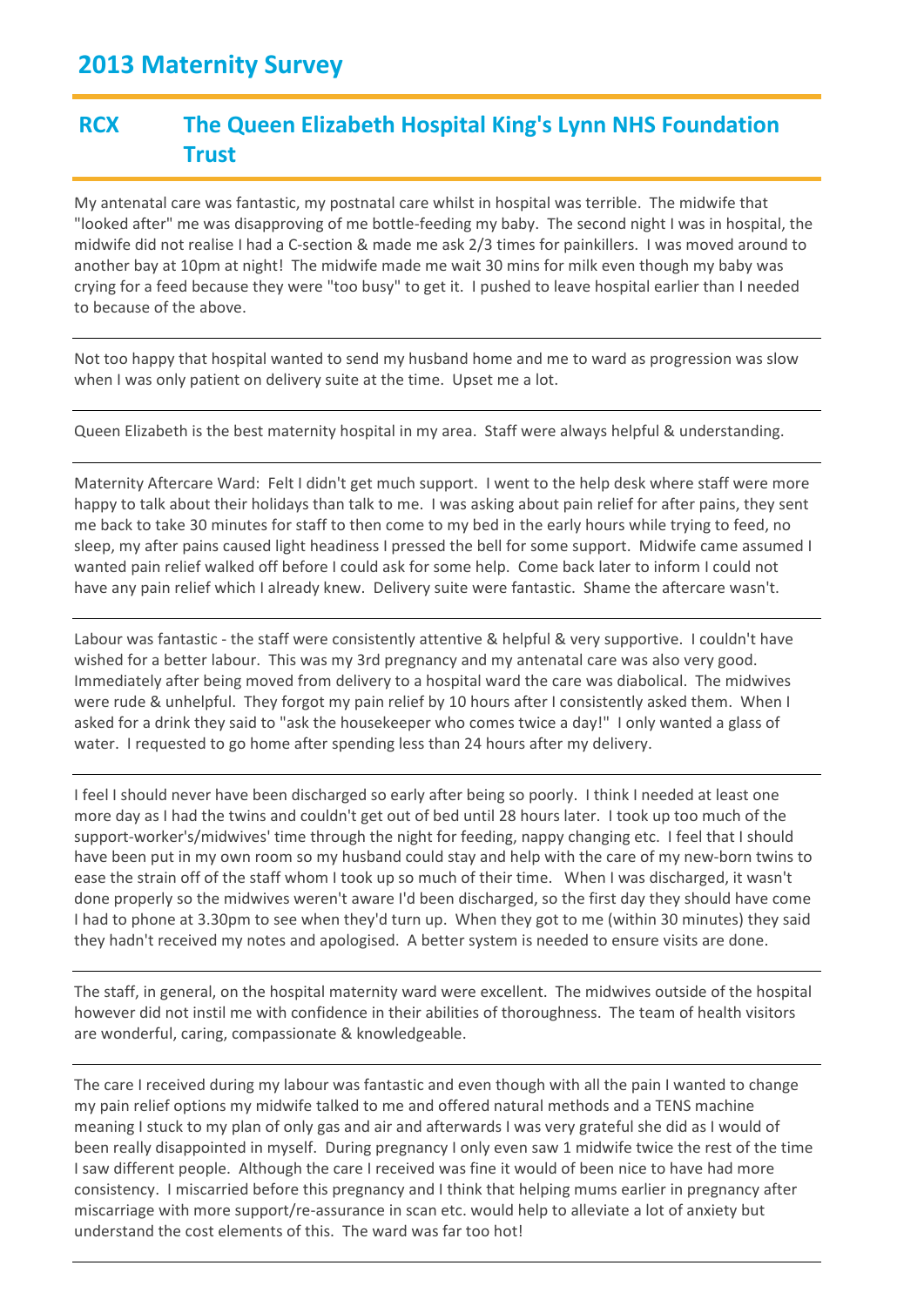## 2013 Maternity Survey

## RCX The Queen Elizabeth Hospital King's Lynn NHS Foundation Trust

My antenatal care was fantastic, my postnatal care whilst in hospital was terrible. The midwife that "looked after" me was disapproving of me bottle-feeding my baby. The second night I was in hospital, the midwife did not realise I had a C-section & made me ask 2/3 times for painkillers. I was moved around to another bay at 10pm at night! The midwife made me wait 30 mins for milk even though my baby was crying for a feed because they were "too busy" to get it. I pushed to leave hospital earlier than I needed to because of the above.

---

Not too happy that hospital wanted to send my husband home and me to ward as progression was slow when I was only patient on delivery suite at the time. Upset me a lot.

---

Queen Elizabeth is the best maternity hospital in my area. Staff were always helpful & understanding.

---

Maternity Aftercare Ward: Felt I didn't get much support. I went to the help desk where staff were more happy to talk about their holidays than talk to me. I was asking about pain relief for after pains, they sent me back to take 30 minutes for staff to then come to my bed in the early hours while trying to feed, no sleep, my after pains caused light headiness I pressed the bell for some support. Midwife came assumed I wanted pain relief walked off before I could ask for some help. Come back later to inform I could not have any pain relief which I already knew. Delivery suite were fantastic. Shame the aftercare wasn't.

---

Labour was fantastic - the staff were consistently attentive & helpful & very supportive. I couldn't have wished for a better labour. This was my 3rd pregnancy and my antenatal care was also very good. Immediately after being moved from delivery to a hospital ward the care was diabolical. The midwives were rude & unhelpful. They forgot my pain relief by 10 hours after I consistently asked them. When I asked for a drink they said to "ask the housekeeper who comes twice a day!" I only wanted a glass of water. I requested to go home after spending less than 24 hours after my delivery.

---

I feel I should never have been discharged so early after being so poorly. I think I needed at least one more day as I had the twins and couldn't get out of bed until 28 hours later. I took up too much of the support-worker's/midwives' time through the night for feeding, nappy changing etc. I feel that I should have been put in my own room so my husband could stay and help with the care of my new-born twins to ease the strain off of the staff whom I took up so much of their time. When I was discharged, it wasn't done properly so the midwives weren't aware I'd been discharged, so the first day they should have come I had to phone at 3.30pm to see when they'd turn up. When they got to me (within 30 minutes) they said they hadn't received my notes and apologised. A better system is needed to ensure visits are done.

---

The staff, in general, on the hospital maternity ward were excellent. The midwives outside of the hospital however did not instil me with confidence in their abilities of thoroughness. The team of health visitors are wonderful, caring, compassionate & knowledgeable.

---

The care I received during my labour was fantastic and even though with all the pain I wanted to change my pain relief options my midwife talked to me and offered natural methods and a TENS machine meaning I stuck to my plan of only gas and air and afterwards I was very grateful she did as I would of been really disappointed in myself. During pregnancy I only even saw 1 midwife twice the rest of the time I saw different people. Although the care I received was fine it would of been nice to have had more consistency. I miscarried before this pregnancy and I think that helping mums earlier in pregnancy after miscarriage with more support/re-assurance in scan etc. would help to alleviate a lot of anxiety but understand the cost elements of this. The ward was far too hot!

---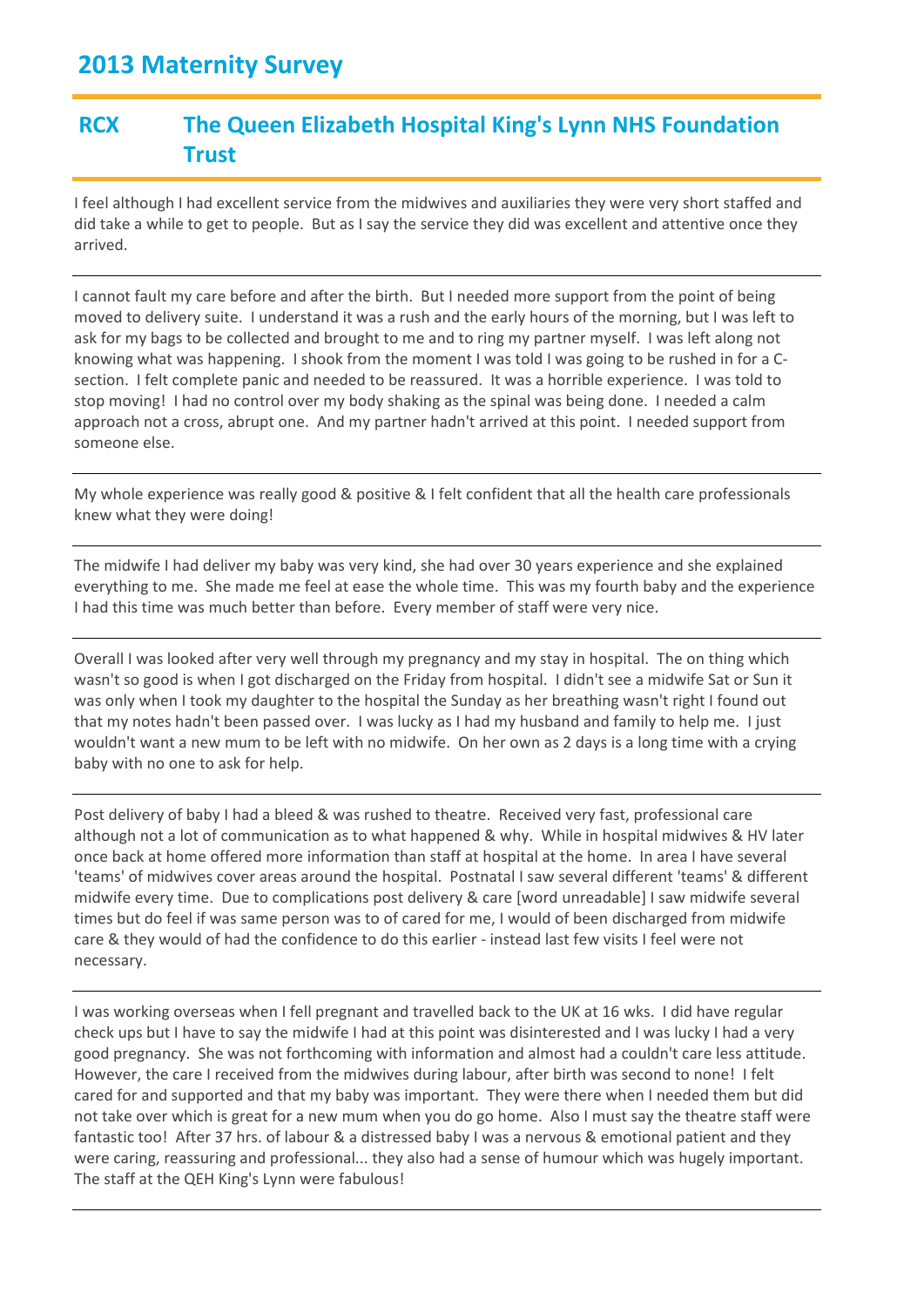## 2013 Maternity Survey

## RCX The Queen Elizabeth Hospital King's Lynn NHS Foundation Trust

I feel although I had excellent service from the midwives and auxiliaries they were very short staffed and did take a while to get to people. But as I say the service they did was excellent and attentive once they arrived.

---

I cannot fault my care before and after the birth. But I needed more support from the point of being moved to delivery suite. I understand it was a rush and the early hours of the morning, but I was left to ask for my bags to be collected and brought to me and to ring my partner myself. I was left along not knowing what was happening. I shook from the moment I was told I was going to be rushed in for a C-section. I felt complete panic and needed to be reassured. It was a horrible experience. I was told to stop moving! I had no control over my body shaking as the spinal was being done. I needed a calm approach not a cross, abrupt one. And my partner hadn't arrived at this point. I needed support from someone else.

---

My whole experience was really good & positive & I felt confident that all the health care professionals knew what they were doing!

---

The midwife I had deliver my baby was very kind, she had over 30 years experience and she explained everything to me. She made me feel at ease the whole time. This was my fourth baby and the experience I had this time was much better than before. Every member of staff were very nice.

---

Overall I was looked after very well through my pregnancy and my stay in hospital. The on thing which wasn't so good is when I got discharged on the Friday from hospital. I didn't see a midwife Sat or Sun it was only when I took my daughter to the hospital the Sunday as her breathing wasn't right I found out that my notes hadn't been passed over. I was lucky as I had my husband and family to help me. I just wouldn't want a new mum to be left with no midwife. On her own as 2 days is a long time with a crying baby with no one to ask for help.

---

Post delivery of baby I had a bleed & was rushed to theatre. Received very fast, professional care although not a lot of communication as to what happened & why. While in hospital midwives & HV later once back at home offered more information than staff at hospital at the home. In area I have several 'teams' of midwives cover areas around the hospital. Postnatal I saw several different 'teams' & different midwife every time. Due to complications post delivery & care [word unreadable] I saw midwife several times but do feel if was same person was to of cared for me, I would of been discharged from midwife care & they would of had the confidence to do this earlier - instead last few visits I feel were not necessary.

---

I was working overseas when I fell pregnant and travelled back to the UK at 16 wks. I did have regular check ups but I have to say the midwife I had at this point was disinterested and I was lucky I had a very good pregnancy. She was not forthcoming with information and almost had a couldn't care less attitude. However, the care I received from the midwives during labour, after birth was second to none! I felt cared for and supported and that my baby was important. They were there when I needed them but did not take over which is great for a new mum when you do go home. Also I must say the theatre staff were fantastic too! After 37 hrs. of labour & a distressed baby I was a nervous & emotional patient and they were caring, reassuring and professional... they also had a sense of humour which was hugely important. The staff at the QEH King's Lynn were fabulous!

---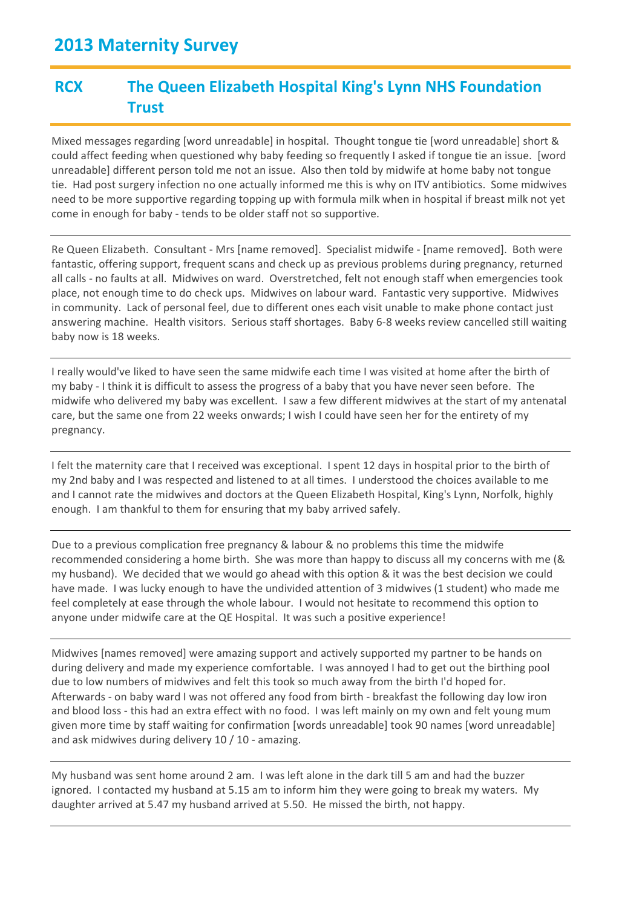# 2013 Maternity Survey

## RCX The Queen Elizabeth Hospital King's Lynn NHS Foundation Trust

Mixed messages regarding [word unreadable] in hospital. Thought tongue tie [word unreadable] short & could affect feeding when questioned why baby feeding so frequently I asked if tongue tie an issue. [word unreadable] different person told me not an issue. Also then told by midwife at home baby not tongue tie. Had post surgery infection no one actually informed me this is why on ITV antibiotics. Some midwives need to be more supportive regarding topping up with formula milk when in hospital if breast milk not yet come in enough for baby - tends to be older staff not so supportive.

---

Re Queen Elizabeth. Consultant - Mrs [name removed]. Specialist midwife - [name removed]. Both were fantastic, offering support, frequent scans and check up as previous problems during pregnancy, returned all calls - no faults at all. Midwives on ward. Overstretched, felt not enough staff when emergencies took place, not enough time to do check ups. Midwives on labour ward. Fantastic very supportive. Midwives in community. Lack of personal feel, due to different ones each visit unable to make phone contact just answering machine. Health visitors. Serious staff shortages. Baby 6-8 weeks review cancelled still waiting baby now is 18 weeks.

---

I really would've liked to have seen the same midwife each time I was visited at home after the birth of my baby - I think it is difficult to assess the progress of a baby that you have never seen before. The midwife who delivered my baby was excellent. I saw a few different midwives at the start of my antenatal care, but the same one from 22 weeks onwards; I wish I could have seen her for the entirety of my pregnancy.

---

I felt the maternity care that I received was exceptional. I spent 12 days in hospital prior to the birth of my 2nd baby and I was respected and listened to at all times. I understood the choices available to me and I cannot rate the midwives and doctors at the Queen Elizabeth Hospital, King's Lynn, Norfolk, highly enough. I am thankful to them for ensuring that my baby arrived safely.

---

Due to a previous complication free pregnancy & labour & no problems this time the midwife recommended considering a home birth. She was more than happy to discuss all my concerns with me (& my husband). We decided that we would go ahead with this option & it was the best decision we could have made. I was lucky enough to have the undivided attention of 3 midwives (1 student) who made me feel completely at ease through the whole labour. I would not hesitate to recommend this option to anyone under midwife care at the QE Hospital. It was such a positive experience!

---

Midwives [names removed] were amazing support and actively supported my partner to be hands on during delivery and made my experience comfortable. I was annoyed I had to get out the birthing pool due to low numbers of midwives and felt this took so much away from the birth I'd hoped for. Afterwards - on baby ward I was not offered any food from birth - breakfast the following day low iron and blood loss - this had an extra effect with no food. I was left mainly on my own and felt young mum given more time by staff waiting for confirmation [words unreadable] took 90 names [word unreadable] and ask midwives during delivery 10 / 10 - amazing.

---

My husband was sent home around 2 am. I was left alone in the dark till 5 am and had the buzzer ignored. I contacted my husband at 5.15 am to inform him they were going to break my waters. My daughter arrived at 5.47 my husband arrived at 5.50. He missed the birth, not happy.

---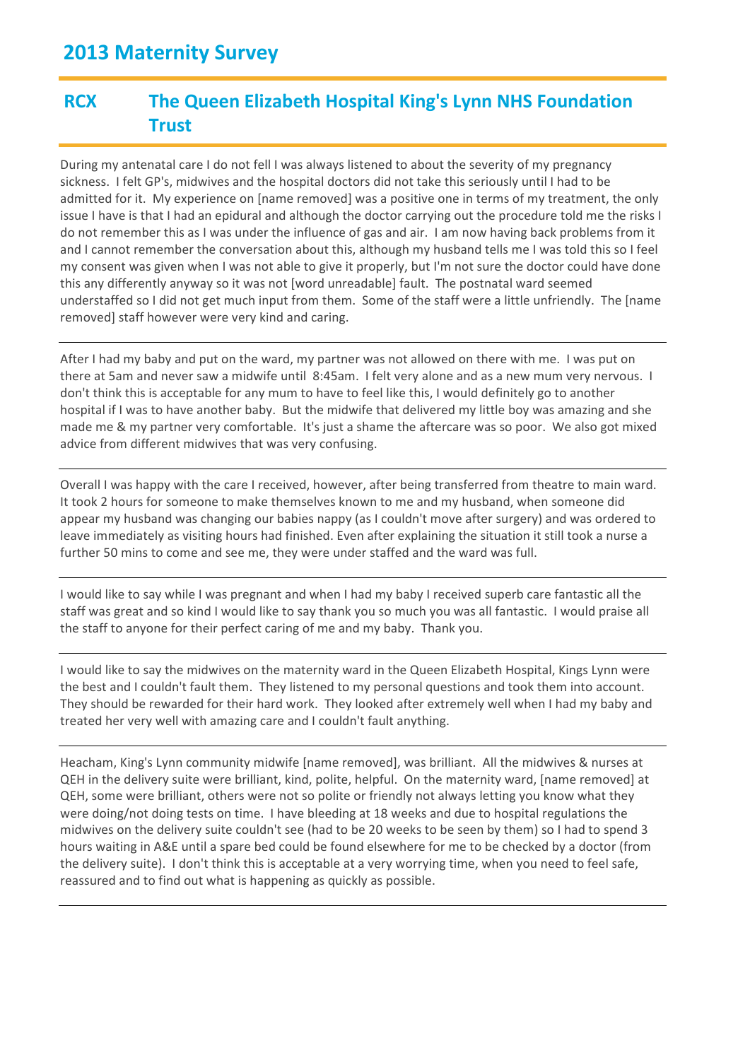# 2013 Maternity Survey

## RCX The Queen Elizabeth Hospital King's Lynn NHS Foundation Trust

During my antenatal care I do not fell I was always listened to about the severity of my pregnancy sickness. I felt GP's, midwives and the hospital doctors did not take this seriously until I had to be admitted for it. My experience on [name removed] was a positive one in terms of my treatment, the only issue I have is that I had an epidural and although the doctor carrying out the procedure told me the risks I do not remember this as I was under the influence of gas and air. I am now having back problems from it and I cannot remember the conversation about this, although my husband tells me I was told this so I feel my consent was given when I was not able to give it properly, but I'm not sure the doctor could have done this any differently anyway so it was not [word unreadable] fault. The postnatal ward seemed understaffed so I did not get much input from them. Some of the staff were a little unfriendly. The [name removed] staff however were very kind and caring.

---

After I had my baby and put on the ward, my partner was not allowed on there with me. I was put on there at 5am and never saw a midwife until 8:45am. I felt very alone and as a new mum very nervous. I don't think this is acceptable for any mum to have to feel like this, I would definitely go to another hospital if I was to have another baby. But the midwife that delivered my little boy was amazing and she made me & my partner very comfortable. It's just a shame the aftercare was so poor. We also got mixed advice from different midwives that was very confusing.

---

Overall I was happy with the care I received, however, after being transferred from theatre to main ward. It took 2 hours for someone to make themselves known to me and my husband, when someone did appear my husband was changing our babies nappy (as I couldn't move after surgery) and was ordered to leave immediately as visiting hours had finished. Even after explaining the situation it still took a nurse a further 50 mins to come and see me, they were under staffed and the ward was full.

---

I would like to say while I was pregnant and when I had my baby I received superb care fantastic all the staff was great and so kind I would like to say thank you so much you was all fantastic. I would praise all the staff to anyone for their perfect caring of me and my baby. Thank you.

---

I would like to say the midwives on the maternity ward in the Queen Elizabeth Hospital, Kings Lynn were the best and I couldn't fault them. They listened to my personal questions and took them into account. They should be rewarded for their hard work. They looked after extremely well when I had my baby and treated her very well with amazing care and I couldn't fault anything.

---

Heacham, King's Lynn community midwife [name removed], was brilliant. All the midwives & nurses at QEH in the delivery suite were brilliant, kind, polite, helpful. On the maternity ward, [name removed] at QEH, some were brilliant, others were not so polite or friendly not always letting you know what they were doing/not doing tests on time. I have bleeding at 18 weeks and due to hospital regulations the midwives on the delivery suite couldn't see (had to be 20 weeks to be seen by them) so I had to spend 3 hours waiting in A&E until a spare bed could be found elsewhere for me to be checked by a doctor (from the delivery suite). I don't think this is acceptable at a very worrying time, when you need to feel safe, reassured and to find out what is happening as quickly as possible.

---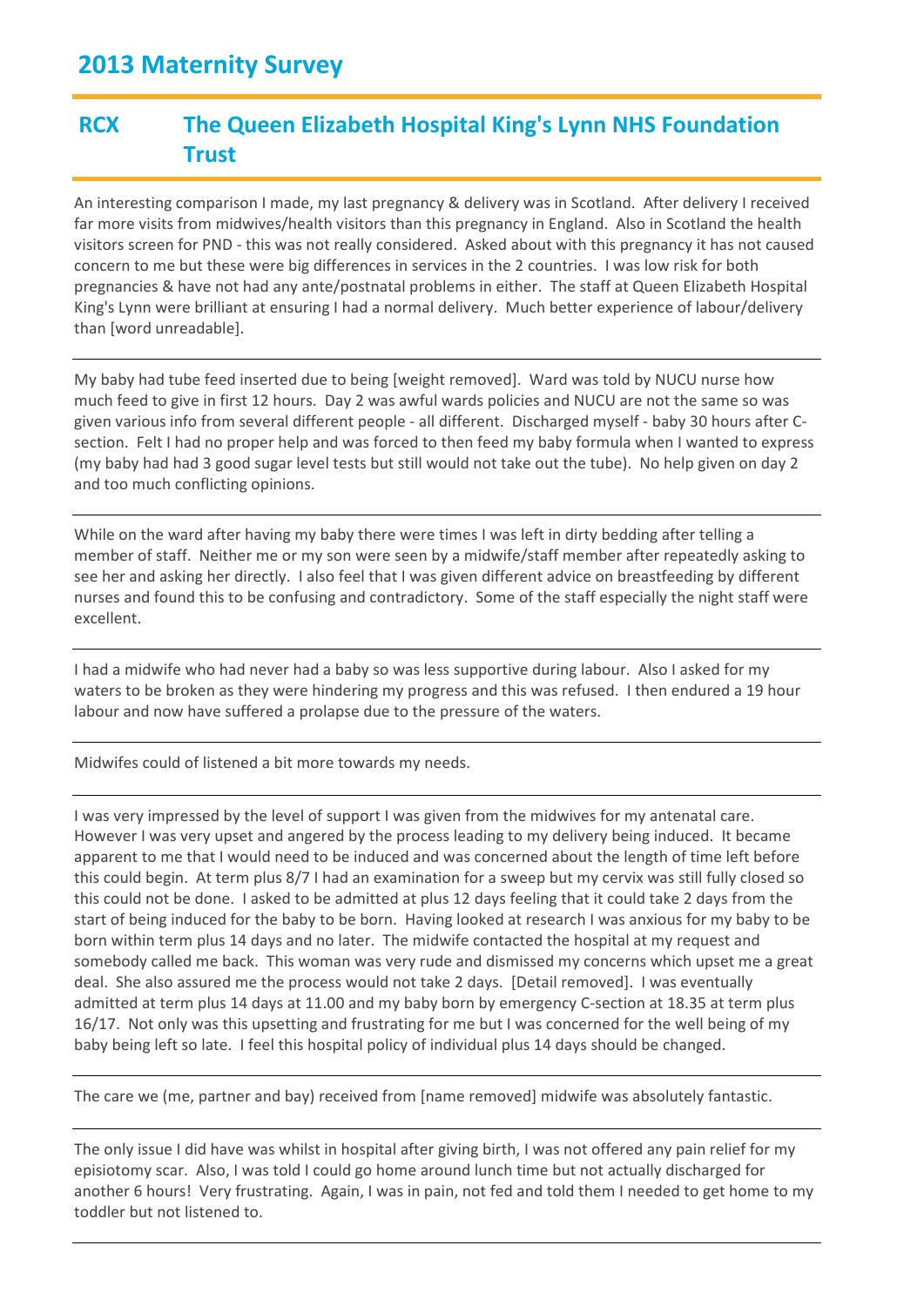## 2013 Maternity Survey

## RCX The Queen Elizabeth Hospital King's Lynn NHS Foundation Trust

An interesting comparison I made, my last pregnancy & delivery was in Scotland. After delivery I received far more visits from midwives/health visitors than this pregnancy in England. Also in Scotland the health visitors screen for PND - this was not really considered. Asked about with this pregnancy it has not caused concern to me but these were big differences in services in the 2 countries. I was low risk for both pregnancies & have not had any ante/postnatal problems in either. The staff at Queen Elizabeth Hospital King's Lynn were brilliant at ensuring I had a normal delivery. Much better experience of labour/delivery than [word unreadable].

---

My baby had tube feed inserted due to being [weight removed]. Ward was told by NUCU nurse how much feed to give in first 12 hours. Day 2 was awful wards policies and NUCU are not the same so was given various info from several different people - all different. Discharged myself - baby 30 hours after C-section. Felt I had no proper help and was forced to then feed my baby formula when I wanted to express (my baby had had 3 good sugar level tests but still would not take out the tube). No help given on day 2 and too much conflicting opinions.

---

While on the ward after having my baby there were times I was left in dirty bedding after telling a member of staff. Neither me or my son were seen by a midwife/staff member after repeatedly asking to see her and asking her directly. I also feel that I was given different advice on breastfeeding by different nurses and found this to be confusing and contradictory. Some of the staff especially the night staff were excellent.

---

I had a midwife who had never had a baby so was less supportive during labour. Also I asked for my waters to be broken as they were hindering my progress and this was refused. I then endured a 19 hour labour and now have suffered a prolapse due to the pressure of the waters.

---

Midwifes could of listened a bit more towards my needs.

---

I was very impressed by the level of support I was given from the midwives for my antenatal care. However I was very upset and angered by the process leading to my delivery being induced. It became apparent to me that I would need to be induced and was concerned about the length of time left before this could begin. At term plus 8/7 I had an examination for a sweep but my cervix was still fully closed so this could not be done. I asked to be admitted at plus 12 days feeling that it could take 2 days from the start of being induced for the baby to be born. Having looked at research I was anxious for my baby to be born within term plus 14 days and no later. The midwife contacted the hospital at my request and somebody called me back. This woman was very rude and dismissed my concerns which upset me a great deal. She also assured me the process would not take 2 days. [Detail removed]. I was eventually admitted at term plus 14 days at 11.00 and my baby born by emergency C-section at 18.35 at term plus 16/17. Not only was this upsetting and frustrating for me but I was concerned for the well being of my baby being left so late. I feel this hospital policy of individual plus 14 days should be changed.

---

The care we (me, partner and bay) received from [name removed] midwife was absolutely fantastic.

---

The only issue I did have was whilst in hospital after giving birth, I was not offered any pain relief for my episiotomy scar. Also, I was told I could go home around lunch time but not actually discharged for another 6 hours! Very frustrating. Again, I was in pain, not fed and told them I needed to get home to my toddler but not listened to.

---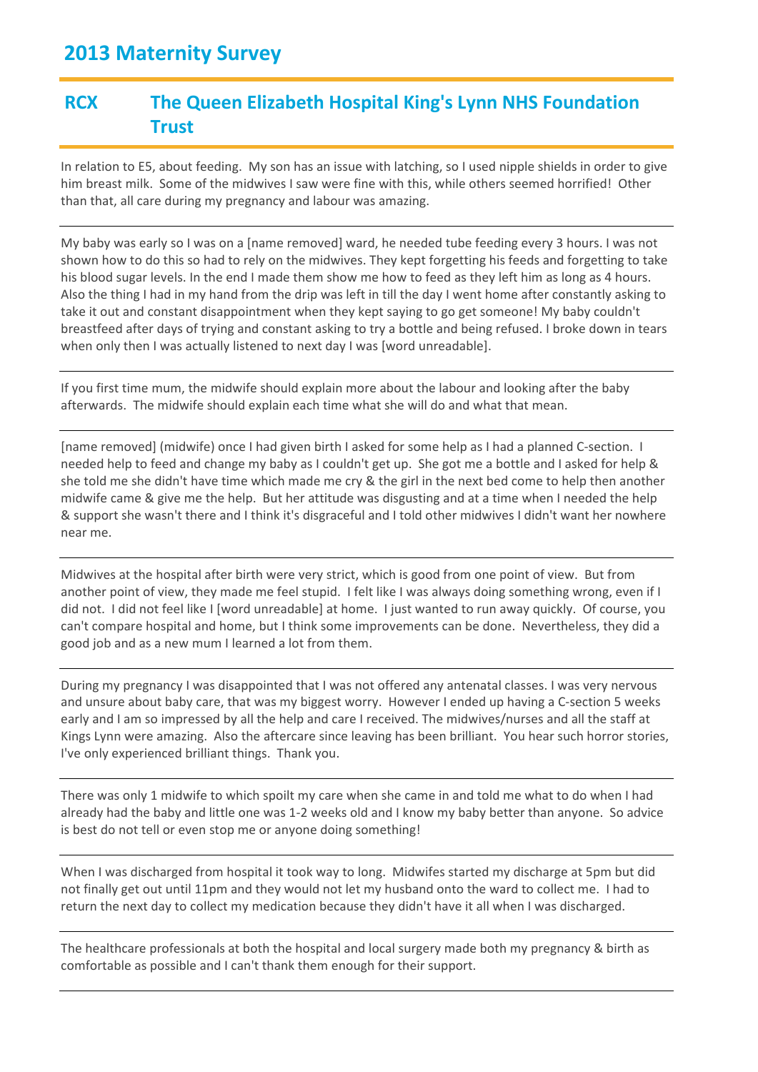# 2013 Maternity Survey

## RCX The Queen Elizabeth Hospital King's Lynn NHS Foundation Trust

In relation to E5, about feeding. My son has an issue with latching, so I used nipple shields in order to give him breast milk. Some of the midwives I saw were fine with this, while others seemed horrified! Other than that, all care during my pregnancy and labour was amazing.

---

My baby was early so I was on a [name removed] ward, he needed tube feeding every 3 hours. I was not shown how to do this so had to rely on the midwives. They kept forgetting his feeds and forgetting to take his blood sugar levels. In the end I made them show me how to feed as they left him as long as 4 hours. Also the thing I had in my hand from the drip was left in till the day I went home after constantly asking to take it out and constant disappointment when they kept saying to go get someone! My baby couldn't breastfeed after days of trying and constant asking to try a bottle and being refused. I broke down in tears when only then I was actually listened to next day I was [word unreadable].

---

If you first time mum, the midwife should explain more about the labour and looking after the baby afterwards. The midwife should explain each time what she will do and what that mean.

---

[name removed] (midwife) once I had given birth I asked for some help as I had a planned C-section. I needed help to feed and change my baby as I couldn't get up. She got me a bottle and I asked for help & she told me she didn't have time which made me cry & the girl in the next bed come to help then another midwife came & give me the help. But her attitude was disgusting and at a time when I needed the help & support she wasn't there and I think it's disgraceful and I told other midwives I didn't want her nowhere near me.

---

Midwives at the hospital after birth were very strict, which is good from one point of view. But from another point of view, they made me feel stupid. I felt like I was always doing something wrong, even if I did not. I did not feel like I [word unreadable] at home. I just wanted to run away quickly. Of course, you can't compare hospital and home, but I think some improvements can be done. Nevertheless, they did a good job and as a new mum I learned a lot from them.

---

During my pregnancy I was disappointed that I was not offered any antenatal classes. I was very nervous and unsure about baby care, that was my biggest worry. However I ended up having a C-section 5 weeks early and I am so impressed by all the help and care I received. The midwives/nurses and all the staff at Kings Lynn were amazing. Also the aftercare since leaving has been brilliant. You hear such horror stories, I've only experienced brilliant things. Thank you.

---

There was only 1 midwife to which spoilt my care when she came in and told me what to do when I had already had the baby and little one was 1-2 weeks old and I know my baby better than anyone. So advice is best do not tell or even stop me or anyone doing something!

---

When I was discharged from hospital it took way to long. Midwifes started my discharge at 5pm but did not finally get out until 11pm and they would not let my husband onto the ward to collect me. I had to return the next day to collect my medication because they didn't have it all when I was discharged.

---

The healthcare professionals at both the hospital and local surgery made both my pregnancy & birth as comfortable as possible and I can't thank them enough for their support.

---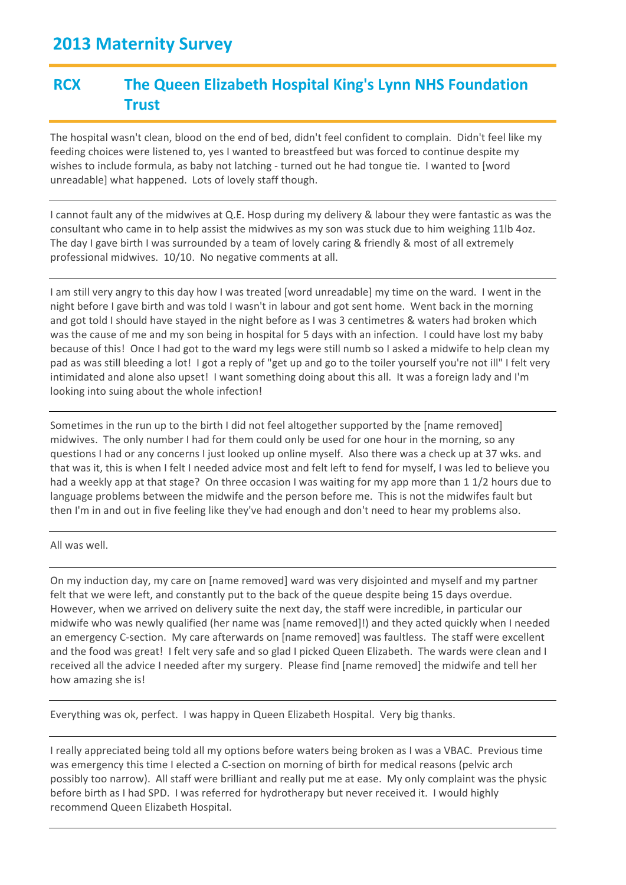## 2013 Maternity Survey

### RCX The Queen Elizabeth Hospital King's Lynn NHS Foundation Trust

The hospital wasn't clean, blood on the end of bed, didn't feel confident to complain. Didn't feel like my feeding choices were listened to, yes I wanted to breastfeed but was forced to continue despite my wishes to include formula, as baby not latching - turned out he had tongue tie. I wanted to [word unreadable] what happened. Lots of lovely staff though.

---

I cannot fault any of the midwives at Q.E. Hosp during my delivery & labour they were fantastic as was the consultant who came in to help assist the midwives as my son was stuck due to him weighing 11lb 4oz. The day I gave birth I was surrounded by a team of lovely caring & friendly & most of all extremely professional midwives. 10/10. No negative comments at all.

---

I am still very angry to this day how I was treated [word unreadable] my time on the ward. I went in the night before I gave birth and was told I wasn't in labour and got sent home. Went back in the morning and got told I should have stayed in the night before as I was 3 centimetres & waters had broken which was the cause of me and my son being in hospital for 5 days with an infection. I could have lost my baby because of this! Once I had got to the ward my legs were still numb so I asked a midwife to help clean my pad as was still bleeding a lot! I got a reply of "get up and go to the toiler yourself you're not ill" I felt very intimidated and alone also upset! I want something doing about this all. It was a foreign lady and I'm looking into suing about the whole infection!

---

Sometimes in the run up to the birth I did not feel altogether supported by the [name removed] midwives. The only number I had for them could only be used for one hour in the morning, so any questions I had or any concerns I just looked up online myself. Also there was a check up at 37 wks. and that was it, this is when I felt I needed advice most and felt left to fend for myself, I was led to believe you had a weekly app at that stage? On three occasion I was waiting for my app more than 1 1/2 hours due to language problems between the midwife and the person before me. This is not the midwifes fault but then I'm in and out in five feeling like they've had enough and don't need to hear my problems also.

---

All was well.

---

On my induction day, my care on [name removed] ward was very disjointed and myself and my partner felt that we were left, and constantly put to the back of the queue despite being 15 days overdue. However, when we arrived on delivery suite the next day, the staff were incredible, in particular our midwife who was newly qualified (her name was [name removed]!) and they acted quickly when I needed an emergency C-section. My care afterwards on [name removed] was faultless. The staff were excellent and the food was great! I felt very safe and so glad I picked Queen Elizabeth. The wards were clean and I received all the advice I needed after my surgery. Please find [name removed] the midwife and tell her how amazing she is!

---

Everything was ok, perfect. I was happy in Queen Elizabeth Hospital. Very big thanks.

---

I really appreciated being told all my options before waters being broken as I was a VBAC. Previous time was emergency this time I elected a C-section on morning of birth for medical reasons (pelvic arch possibly too narrow). All staff were brilliant and really put me at ease. My only complaint was the physic before birth as I had SPD. I was referred for hydrotherapy but never received it. I would highly recommend Queen Elizabeth Hospital.

---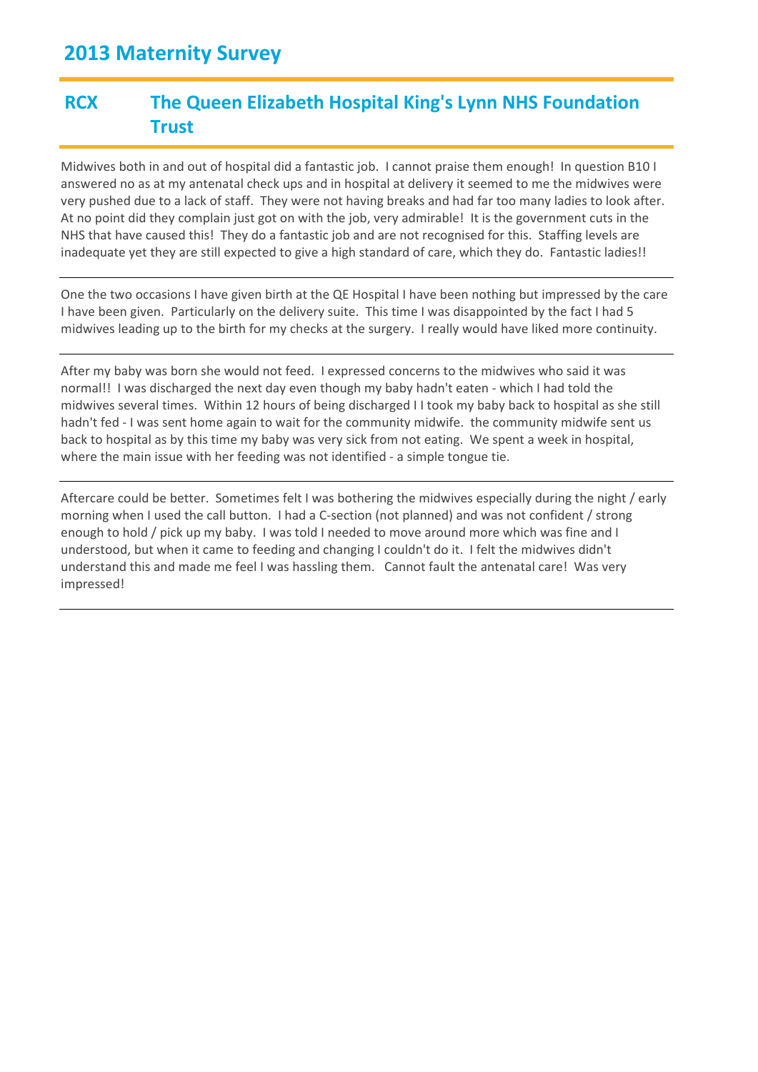## 2013 Maternity Survey

## RCX The Queen Elizabeth Hospital King's Lynn NHS Foundation Trust

Midwives both in and out of hospital did a fantastic job. I cannot praise them enough! In question B10 I answered no as at my antenatal check ups and in hospital at delivery it seemed to me the midwives were very pushed due to a lack of staff. They were not having breaks and had far too many ladies to look after. At no point did they complain just got on with the job, very admirable! It is the government cuts in the NHS that have caused this! They do a fantastic job and are not recognised for this. Staffing levels are inadequate yet they are still expected to give a high standard of care, which they do. Fantastic ladies!!

---

One the two occasions I have given birth at the QE Hospital I have been nothing but impressed by the care I have been given. Particularly on the delivery suite. This time I was disappointed by the fact I had 5 midwives leading up to the birth for my checks at the surgery. I really would have liked more continuity.

---

After my baby was born she would not feed. I expressed concerns to the midwives who said it was normal!! I was discharged the next day even though my baby hadn't eaten - which I had told the midwives several times. Within 12 hours of being discharged I I took my baby back to hospital as she still hadn't fed - I was sent home again to wait for the community midwife. the community midwife sent us back to hospital as by this time my baby was very sick from not eating. We spent a week in hospital, where the main issue with her feeding was not identified - a simple tongue tie.

---

Aftercare could be better. Sometimes felt I was bothering the midwives especially during the night / early morning when I used the call button. I had a C-section (not planned) and was not confident / strong enough to hold / pick up my baby. I was told I needed to move around more which was fine and I understood, but when it came to feeding and changing I couldn't do it. I felt the midwives didn't understand this and made me feel I was hassling them. Cannot fault the antenatal care! Was very impressed!

---